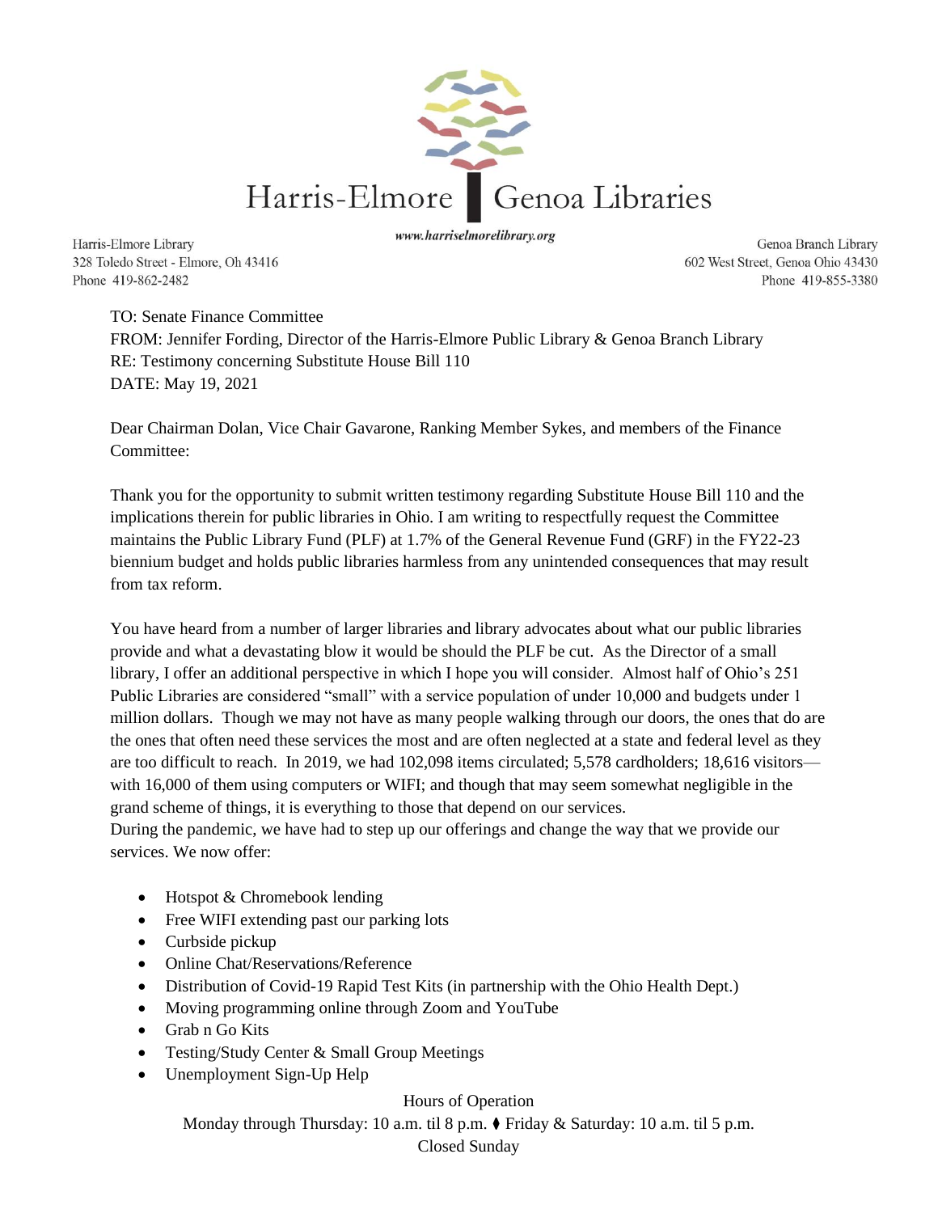# Harris-Elmore | Genoa Libraries

www.harriselmorelibrary.org

Harris-Elmore Library
328 Toledo Street - Elmore, Oh 43416
Phone 419-862-2482

Genoa Branch Library
602 West Street, Genoa Ohio 43430
Phone 419-855-3380

TO: Senate Finance Committee
FROM: Jennifer Fording, Director of the Harris-Elmore Public Library & Genoa Branch Library
RE: Testimony concerning Substitute House Bill 110
DATE: May 19, 2021

Dear Chairman Dolan, Vice Chair Gavarone, Ranking Member Sykes, and members of the Finance Committee:

Thank you for the opportunity to submit written testimony regarding Substitute House Bill 110 and the implications therein for public libraries in Ohio. I am writing to respectfully request the Committee maintains the Public Library Fund (PLF) at 1.7% of the General Revenue Fund (GRF) in the FY22-23 biennium budget and holds public libraries harmless from any unintended consequences that may result from tax reform.

You have heard from a number of larger libraries and library advocates about what our public libraries provide and what a devastating blow it would be should the PLF be cut. As the Director of a small library, I offer an additional perspective in which I hope you will consider. Almost half of Ohio's 251 Public Libraries are considered "small" with a service population of under 10,000 and budgets under 1 million dollars. Though we may not have as many people walking through our doors, the ones that do are the ones that often need these services the most and are often neglected at a state and federal level as they are too difficult to reach. In 2019, we had 102,098 items circulated; 5,578 cardholders; 18,616 visitors—with 16,000 of them using computers or WIFI; and though that may seem somewhat negligible in the grand scheme of things, it is everything to those that depend on our services.
During the pandemic, we have had to step up our offerings and change the way that we provide our services. We now offer:

- Hotspot & Chromebook lending
- Free WIFI extending past our parking lots
- Curbside pickup
- Online Chat/Reservations/Reference
- Distribution of Covid-19 Rapid Test Kits (in partnership with the Ohio Health Dept.)
- Moving programming online through Zoom and YouTube
- Grab n Go Kits
- Testing/Study Center & Small Group Meetings
- Unemployment Sign-Up Help

Hours of Operation
Monday through Thursday: 10 a.m. til 8 p.m. ♦ Friday & Saturday: 10 a.m. til 5 p.m.
Closed Sunday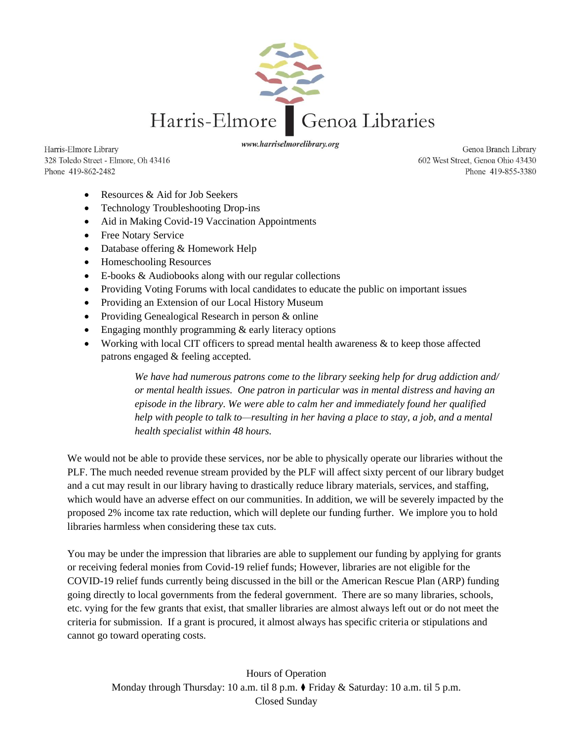- Resources & Aid for Job Seekers
- Technology Troubleshooting Drop-ins
- Aid in Making Covid-19 Vaccination Appointments
- Free Notary Service
- Database offering & Homework Help
- Homeschooling Resources
- E-books & Audiobooks along with our regular collections
- Providing Voting Forums with local candidates to educate the public on important issues
- Providing an Extension of our Local History Museum
- Providing Genealogical Research in person & online
- Engaging monthly programming & early literacy options
- Working with local CIT officers to spread mental health awareness & to keep those affected patrons engaged & feeling accepted.

> *We have had numerous patrons come to the library seeking help for drug addiction and/ or mental health issues. One patron in particular was in mental distress and having an episode in the library. We were able to calm her and immediately found her qualified help with people to talk to—resulting in her having a place to stay, a job, and a mental health specialist within 48 hours.*

We would not be able to provide these services, nor be able to physically operate our libraries without the PLF. The much needed revenue stream provided by the PLF will affect sixty percent of our library budget and a cut may result in our library having to drastically reduce library materials, services, and staffing, which would have an adverse effect on our communities. In addition, we will be severely impacted by the proposed 2% income tax rate reduction, which will deplete our funding further. We implore you to hold libraries harmless when considering these tax cuts.

You may be under the impression that libraries are able to supplement our funding by applying for grants or receiving federal monies from Covid-19 relief funds; However, libraries are not eligible for the COVID-19 relief funds currently being discussed in the bill or the American Rescue Plan (ARP) funding going directly to local governments from the federal government. There are so many libraries, schools, etc. vying for the few grants that exist, that smaller libraries are almost always left out or do not meet the criteria for submission. If a grant is procured, it almost always has specific criteria or stipulations and cannot go toward operating costs.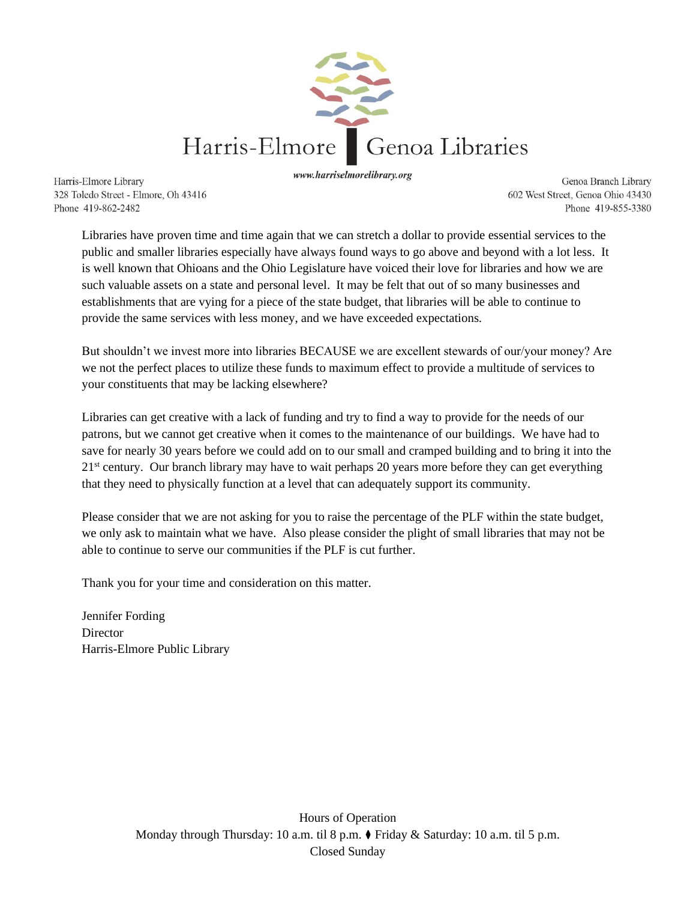Harris-Elmore | Genoa Libraries

*www.harriselmorelibrary.org*

Harris-Elmore Library
328 Toledo Street - Elmore, Oh 43416
Phone 419-862-2482

Genoa Branch Library
602 West Street, Genoa Ohio 43430
Phone 419-855-3380

Libraries have proven time and time again that we can stretch a dollar to provide essential services to the public and smaller libraries especially have always found ways to go above and beyond with a lot less. It is well known that Ohioans and the Ohio Legislature have voiced their love for libraries and how we are such valuable assets on a state and personal level. It may be felt that out of so many businesses and establishments that are vying for a piece of the state budget, that libraries will be able to continue to provide the same services with less money, and we have exceeded expectations.

But shouldn't we invest more into libraries BECAUSE we are excellent stewards of our/your money? Are we not the perfect places to utilize these funds to maximum effect to provide a multitude of services to your constituents that may be lacking elsewhere?

Libraries can get creative with a lack of funding and try to find a way to provide for the needs of our patrons, but we cannot get creative when it comes to the maintenance of our buildings. We have had to save for nearly 30 years before we could add on to our small and cramped building and to bring it into the 21st century. Our branch library may have to wait perhaps 20 years more before they can get everything that they need to physically function at a level that can adequately support its community.

Please consider that we are not asking for you to raise the percentage of the PLF within the state budget, we only ask to maintain what we have. Also please consider the plight of small libraries that may not be able to continue to serve our communities if the PLF is cut further.

Thank you for your time and consideration on this matter.

Jennifer Fording
Director
Harris-Elmore Public Library

Hours of Operation
Monday through Thursday: 10 a.m. til 8 p.m. ♦ Friday & Saturday: 10 a.m. til 5 p.m.
Closed Sunday